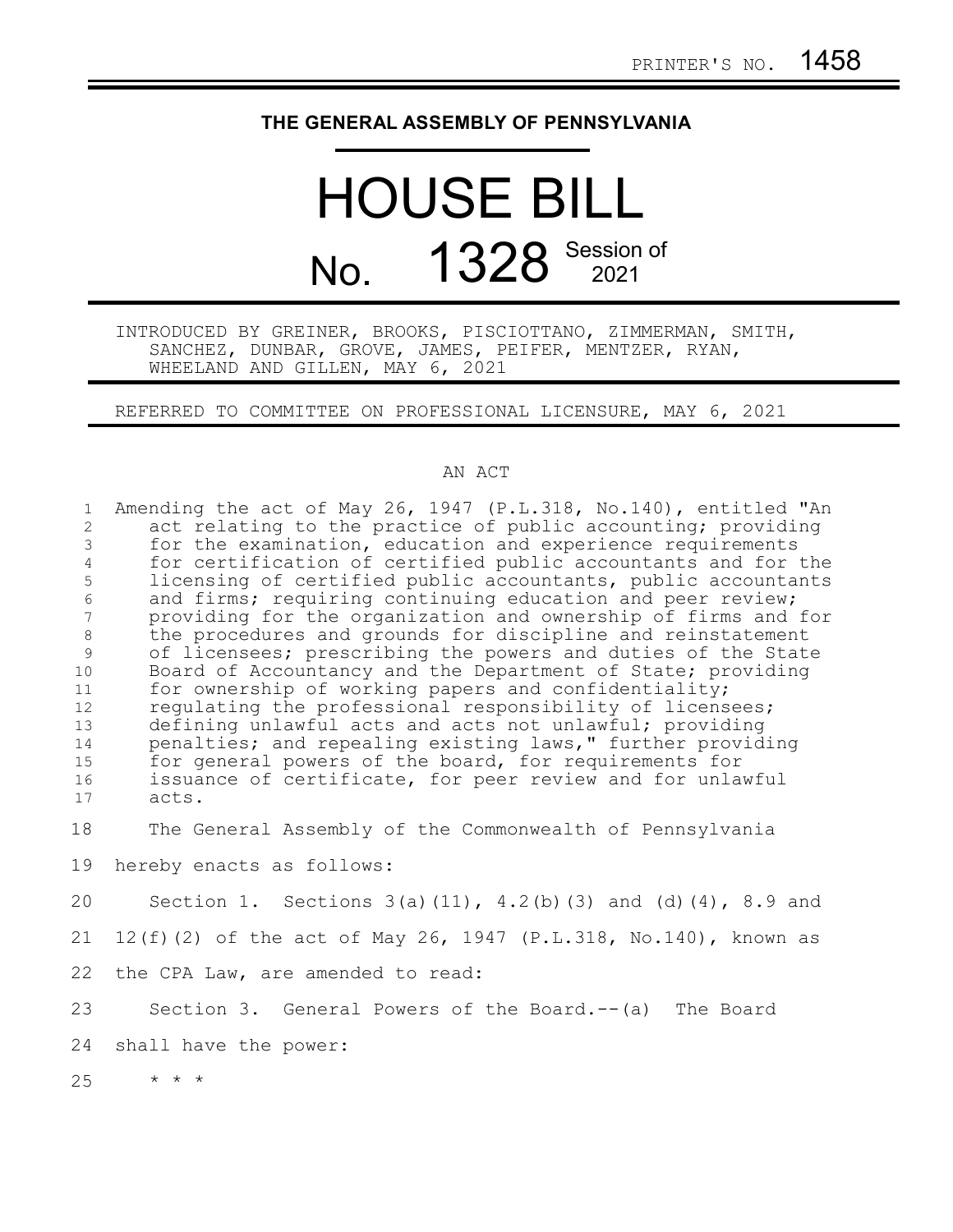PRINTER'S NO. 1458

# THE GENERAL ASSEMBLY OF PENNSYLVANIA

# HOUSE BILL

## No. 1328 Session of 2021

INTRODUCED BY GREINER, BROOKS, PISCIOTTANO, ZIMMERMAN, SMITH, SANCHEZ, DUNBAR, GROVE, JAMES, PEIFER, MENTZER, RYAN, WHEELAND AND GILLEN, MAY 6, 2021

REFERRED TO COMMITTEE ON PROFESSIONAL LICENSURE, MAY 6, 2021

AN ACT

Amending the act of May 26, 1947 (P.L.318, No.140), entitled "An act relating to the practice of public accounting; providing for the examination, education and experience requirements for certification of certified public accountants and for the licensing of certified public accountants, public accountants and firms; requiring continuing education and peer review; providing for the organization and ownership of firms and for the procedures and grounds for discipline and reinstatement of licensees; prescribing the powers and duties of the State Board of Accountancy and the Department of State; providing for ownership of working papers and confidentiality; regulating the professional responsibility of licensees; defining unlawful acts and acts not unlawful; providing penalties; and repealing existing laws," further providing for general powers of the board, for requirements for issuance of certificate, for peer review and for unlawful acts.

The General Assembly of the Commonwealth of Pennsylvania hereby enacts as follows:

Section 1. Sections 3(a)(11), 4.2(b)(3) and (d)(4), 8.9 and 12(f)(2) of the act of May 26, 1947 (P.L.318, No.140), known as the CPA Law, are amended to read:

Section 3. General Powers of the Board.--(a) The Board shall have the power:

* * *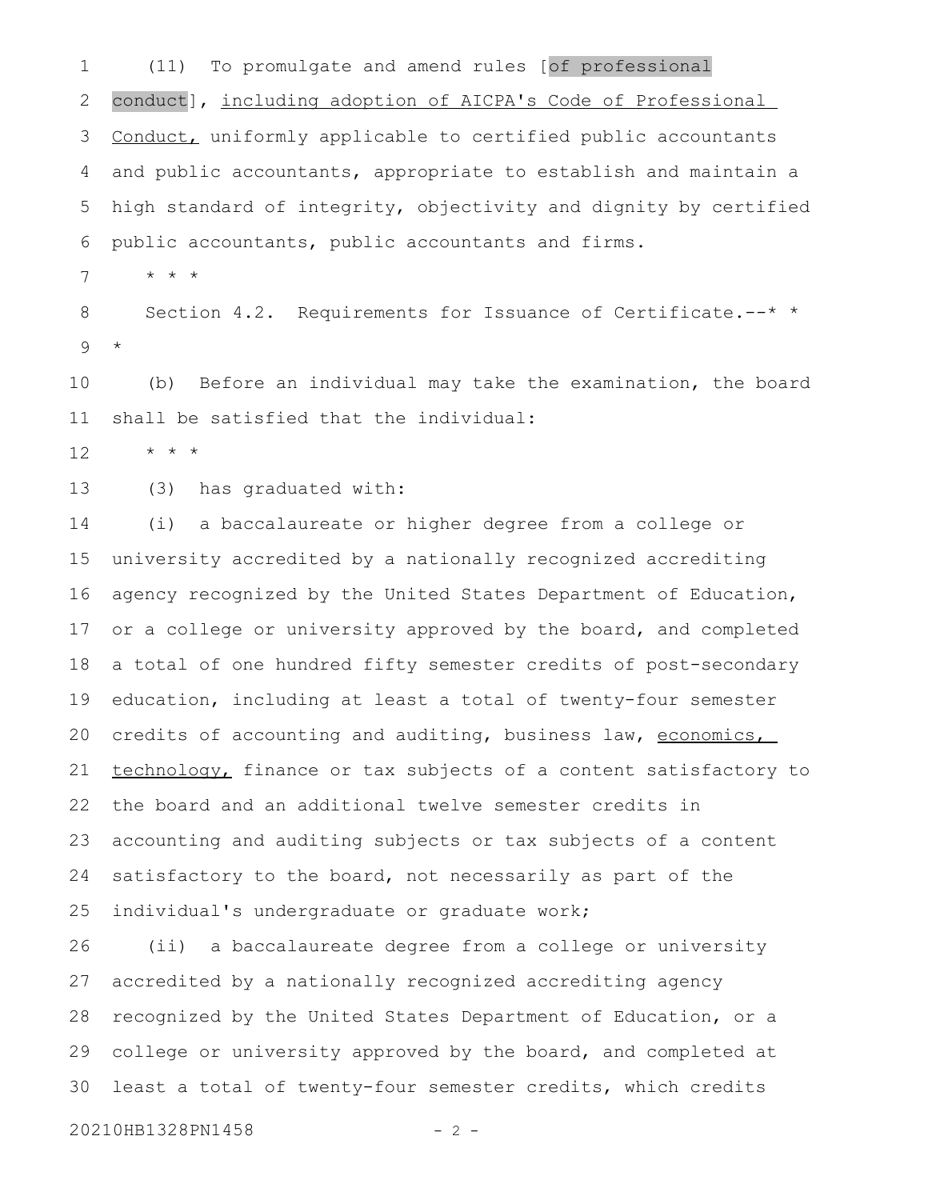(11) To promulgate and amend rules [of professional conduct], including adoption of AICPA's Code of Professional Conduct, uniformly applicable to certified public accountants and public accountants, appropriate to establish and maintain a high standard of integrity, objectivity and dignity by certified public accountants, public accountants and firms.

* * *

Section 4.2. Requirements for Issuance of Certificate.--* * *

(b) Before an individual may take the examination, the board shall be satisfied that the individual:

* * *

(3) has graduated with:

(i) a baccalaureate or higher degree from a college or university accredited by a nationally recognized accrediting agency recognized by the United States Department of Education, or a college or university approved by the board, and completed a total of one hundred fifty semester credits of post-secondary education, including at least a total of twenty-four semester credits of accounting and auditing, business law, economics, technology, finance or tax subjects of a content satisfactory to the board and an additional twelve semester credits in accounting and auditing subjects or tax subjects of a content satisfactory to the board, not necessarily as part of the individual's undergraduate or graduate work;

(ii) a baccalaureate degree from a college or university accredited by a nationally recognized accrediting agency recognized by the United States Department of Education, or a college or university approved by the board, and completed at least a total of twenty-four semester credits, which credits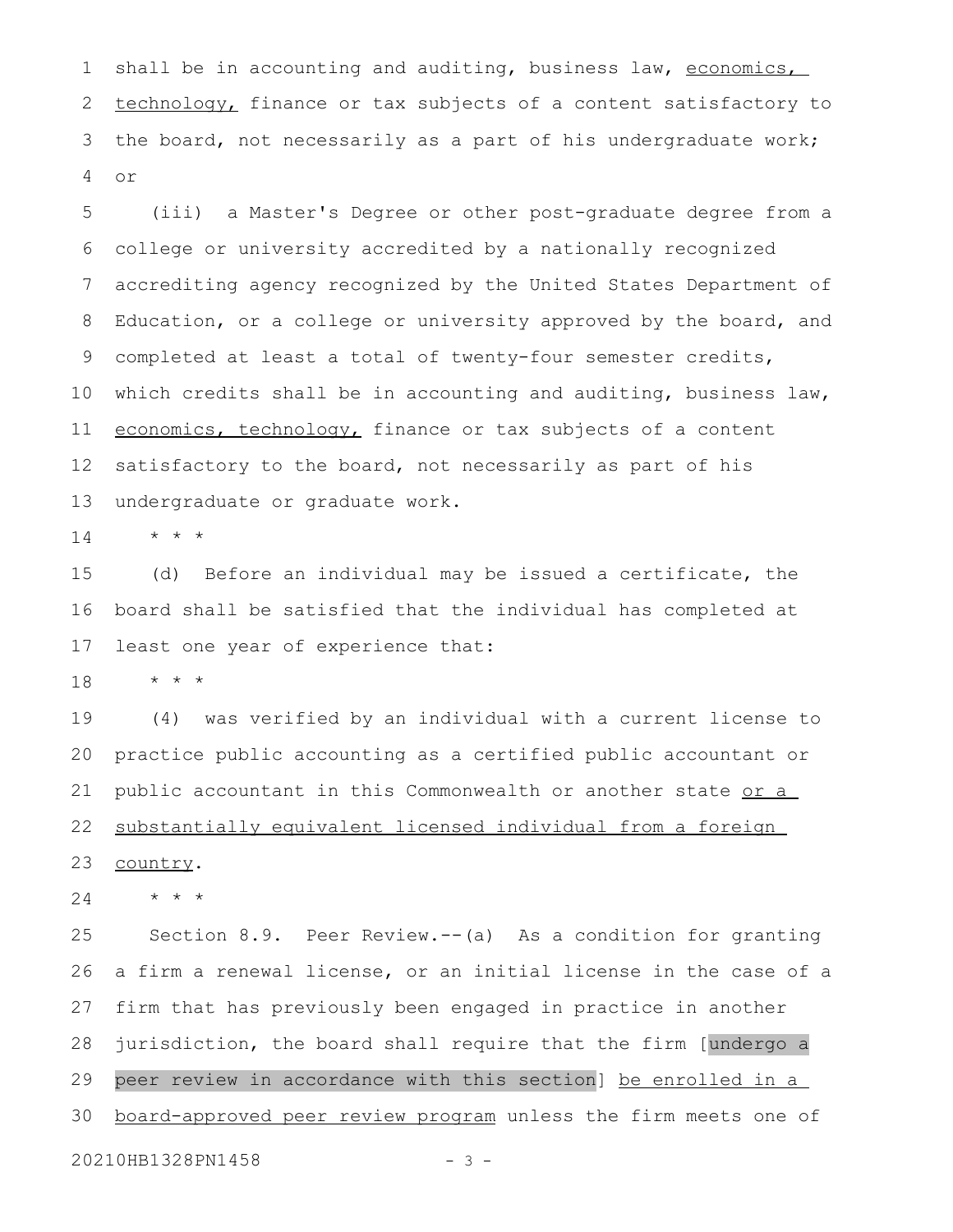shall be in accounting and auditing, business law, economics, technology, finance or tax subjects of a content satisfactory to the board, not necessarily as a part of his undergraduate work; or

(iii) a Master's Degree or other post-graduate degree from a college or university accredited by a nationally recognized accrediting agency recognized by the United States Department of Education, or a college or university approved by the board, and completed at least a total of twenty-four semester credits, which credits shall be in accounting and auditing, business law, economics, technology, finance or tax subjects of a content satisfactory to the board, not necessarily as part of his undergraduate or graduate work.

\* \* \*

(d) Before an individual may be issued a certificate, the board shall be satisfied that the individual has completed at least one year of experience that:

\* \* \*

(4) was verified by an individual with a current license to practice public accounting as a certified public accountant or public accountant in this Commonwealth or another state or a substantially equivalent licensed individual from a foreign country.

\* \* \*

Section 8.9. Peer Review.--(a) As a condition for granting a firm a renewal license, or an initial license in the case of a firm that has previously been engaged in practice in another jurisdiction, the board shall require that the firm [undergo a peer review in accordance with this section] be enrolled in a board-approved peer review program unless the firm meets one of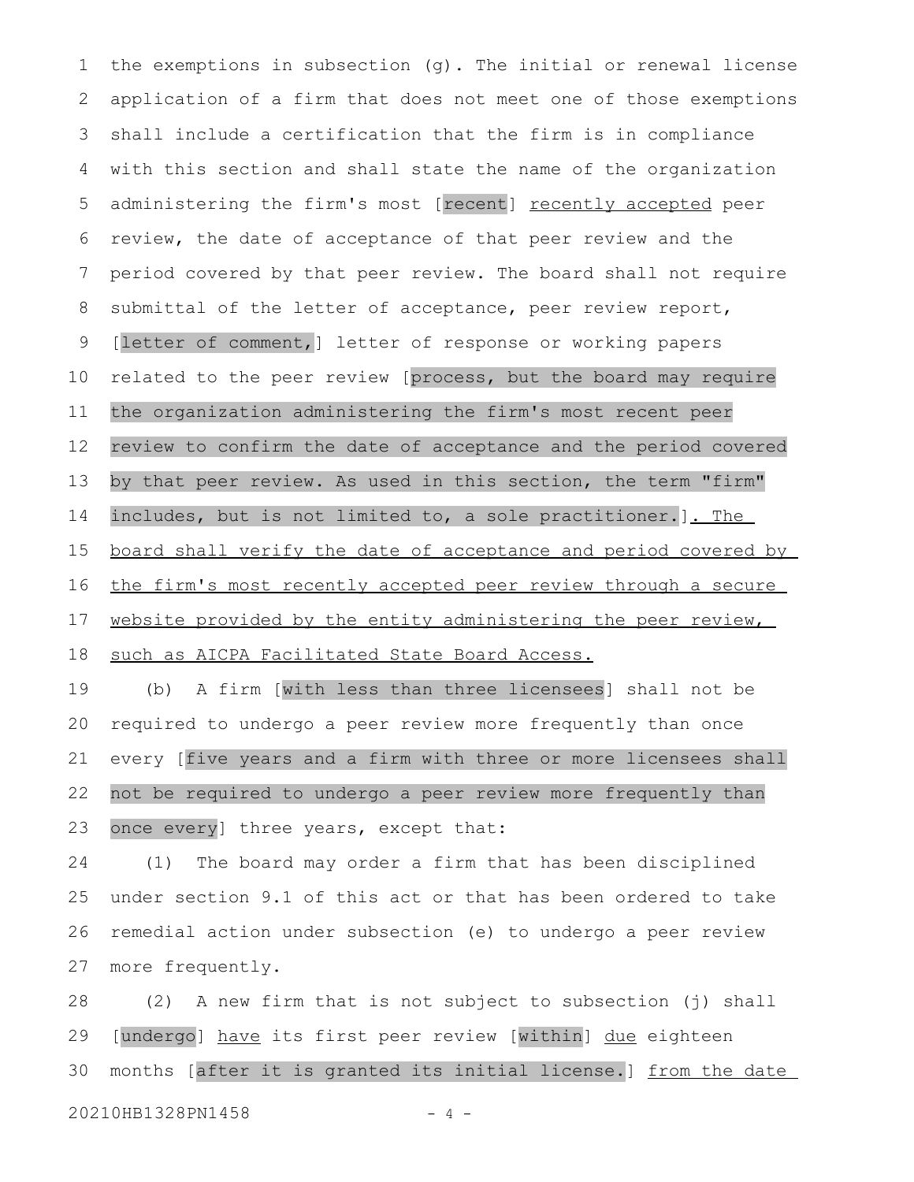the exemptions in subsection (g). The initial or renewal license application of a firm that does not meet one of those exemptions shall include a certification that the firm is in compliance with this section and shall state the name of the organization administering the firm's most [recent] recently accepted peer review, the date of acceptance of that peer review and the period covered by that peer review. The board shall not require submittal of the letter of acceptance, peer review report, [letter of comment,] letter of response or working papers related to the peer review [process, but the board may require the organization administering the firm's most recent peer review to confirm the date of acceptance and the period covered by that peer review. As used in this section, the term "firm" includes, but is not limited to, a sole practitioner.]. The board shall verify the date of acceptance and period covered by the firm's most recently accepted peer review through a secure website provided by the entity administering the peer review, such as AICPA Facilitated State Board Access.

(b) A firm [with less than three licensees] shall not be required to undergo a peer review more frequently than once every [five years and a firm with three or more licensees shall not be required to undergo a peer review more frequently than once every] three years, except that:

(1) The board may order a firm that has been disciplined under section 9.1 of this act or that has been ordered to take remedial action under subsection (e) to undergo a peer review more frequently.

(2) A new firm that is not subject to subsection (j) shall [undergo] have its first peer review [within] due eighteen months [after it is granted its initial license.] from the date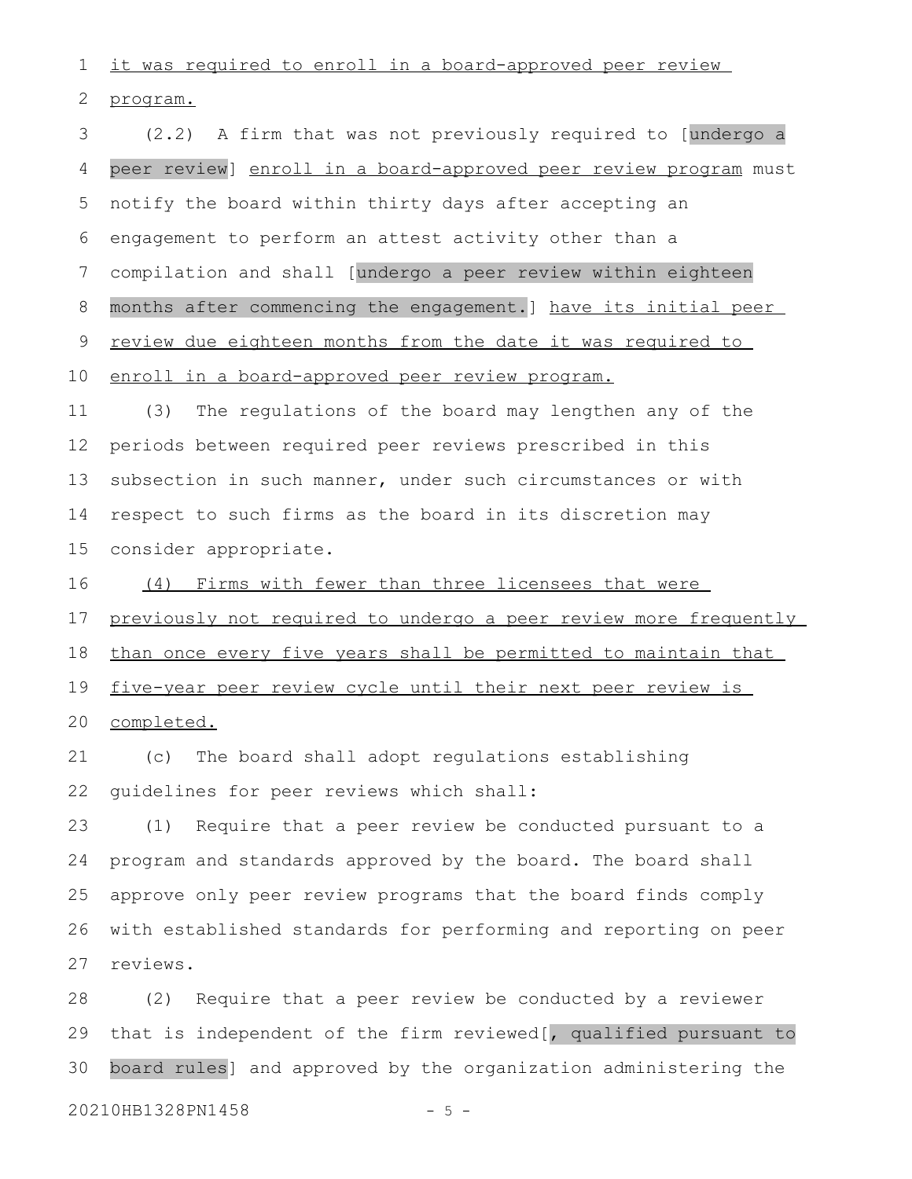it was required to enroll in a board-approved peer review program.

(2.2) A firm that was not previously required to [undergo a peer review] enroll in a board-approved peer review program must notify the board within thirty days after accepting an engagement to perform an attest activity other than a compilation and shall [undergo a peer review within eighteen months after commencing the engagement.] have its initial peer review due eighteen months from the date it was required to enroll in a board-approved peer review program.

(3) The regulations of the board may lengthen any of the periods between required peer reviews prescribed in this subsection in such manner, under such circumstances or with respect to such firms as the board in its discretion may consider appropriate.

(4) Firms with fewer than three licensees that were previously not required to undergo a peer review more frequently than once every five years shall be permitted to maintain that five-year peer review cycle until their next peer review is completed.

(c) The board shall adopt regulations establishing guidelines for peer reviews which shall:

(1) Require that a peer review be conducted pursuant to a program and standards approved by the board. The board shall approve only peer review programs that the board finds comply with established standards for performing and reporting on peer reviews.

(2) Require that a peer review be conducted by a reviewer that is independent of the firm reviewed[, qualified pursuant to board rules] and approved by the organization administering the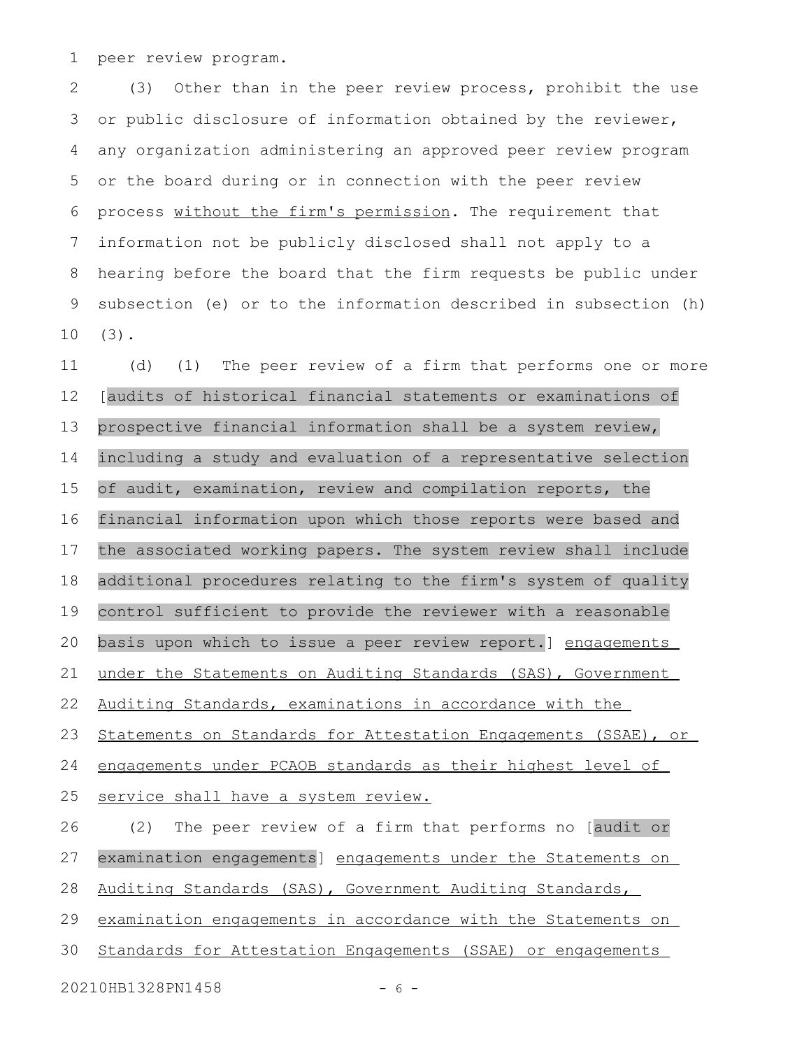peer review program.

(3) Other than in the peer review process, prohibit the use or public disclosure of information obtained by the reviewer, any organization administering an approved peer review program or the board during or in connection with the peer review process <u>without the firm's permission</u>. The requirement that information not be publicly disclosed shall not apply to a hearing before the board that the firm requests be public under subsection (e) or to the information described in subsection (h)(3).

(d) (1) The peer review of a firm that performs one or more [audits of historical financial statements or examinations of prospective financial information shall be a system review, including a study and evaluation of a representative selection of audit, examination, review and compilation reports, the financial information upon which those reports were based and the associated working papers. The system review shall include additional procedures relating to the firm's system of quality control sufficient to provide the reviewer with a reasonable basis upon which to issue a peer review report.] <u>engagements under the Statements on Auditing Standards (SAS), Government Auditing Standards, examinations in accordance with the Statements on Standards for Attestation Engagements (SSAE), or engagements under PCAOB standards as their highest level of service shall have a system review.</u>

(2) The peer review of a firm that performs no [audit or examination engagements] <u>engagements under the Statements on Auditing Standards (SAS), Government Auditing Standards, examination engagements in accordance with the Statements on Standards for Attestation Engagements (SSAE) or engagements</u>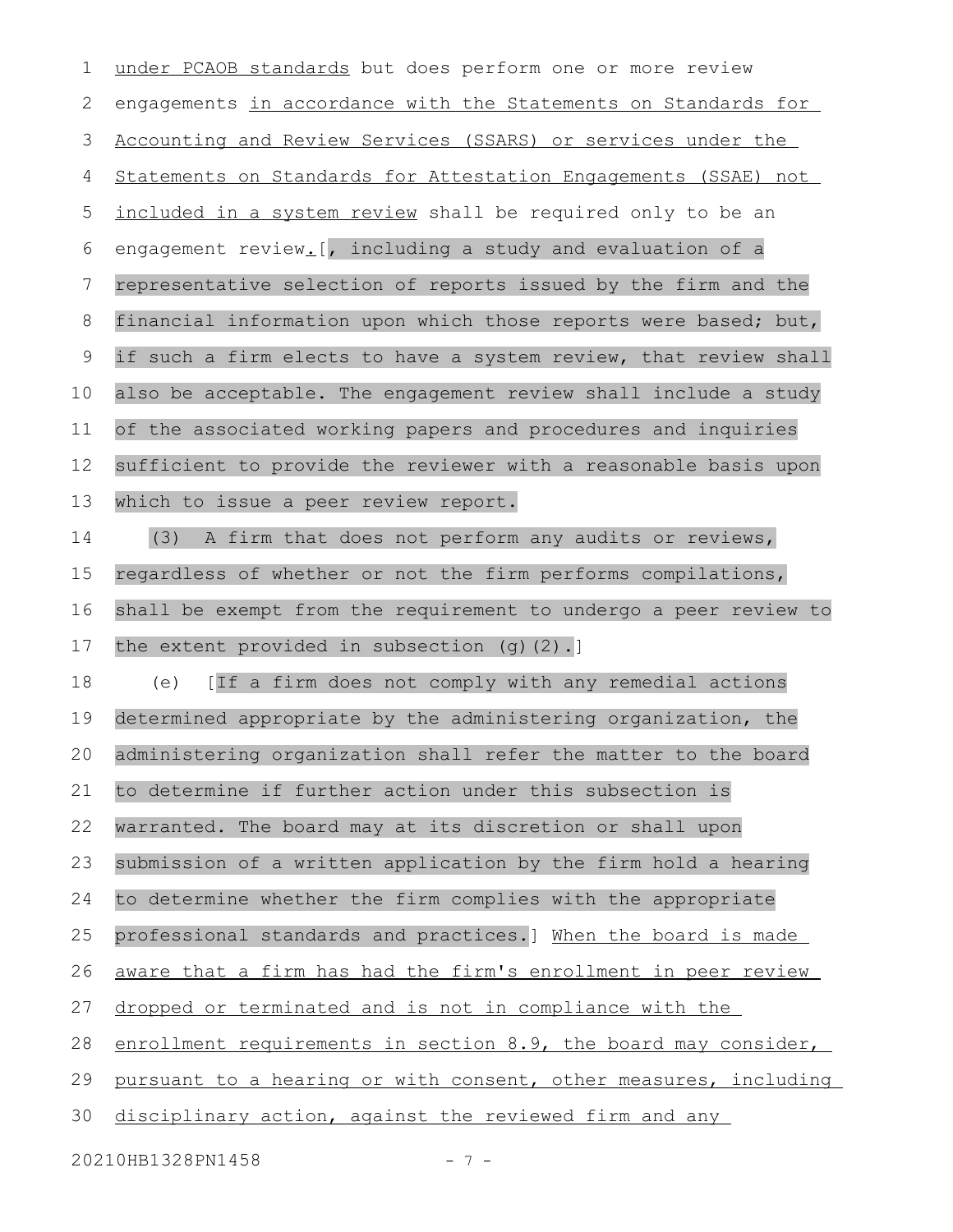under PCAOB standards but does perform one or more review engagements in accordance with the Statements on Standards for Accounting and Review Services (SSARS) or services under the Statements on Standards for Attestation Engagements (SSAE) not included in a system review shall be required only to be an engagement review.[, including a study and evaluation of a representative selection of reports issued by the firm and the financial information upon which those reports were based; but, if such a firm elects to have a system review, that review shall also be acceptable. The engagement review shall include a study of the associated working papers and procedures and inquiries sufficient to provide the reviewer with a reasonable basis upon which to issue a peer review report.

(3) A firm that does not perform any audits or reviews, regardless of whether or not the firm performs compilations, shall be exempt from the requirement to undergo a peer review to the extent provided in subsection (g)(2).]

(e) [If a firm does not comply with any remedial actions determined appropriate by the administering organization, the administering organization shall refer the matter to the board to determine if further action under this subsection is warranted. The board may at its discretion or shall upon submission of a written application by the firm hold a hearing to determine whether the firm complies with the appropriate professional standards and practices.] When the board is made aware that a firm has had the firm's enrollment in peer review dropped or terminated and is not in compliance with the enrollment requirements in section 8.9, the board may consider, pursuant to a hearing or with consent, other measures, including disciplinary action, against the reviewed firm and any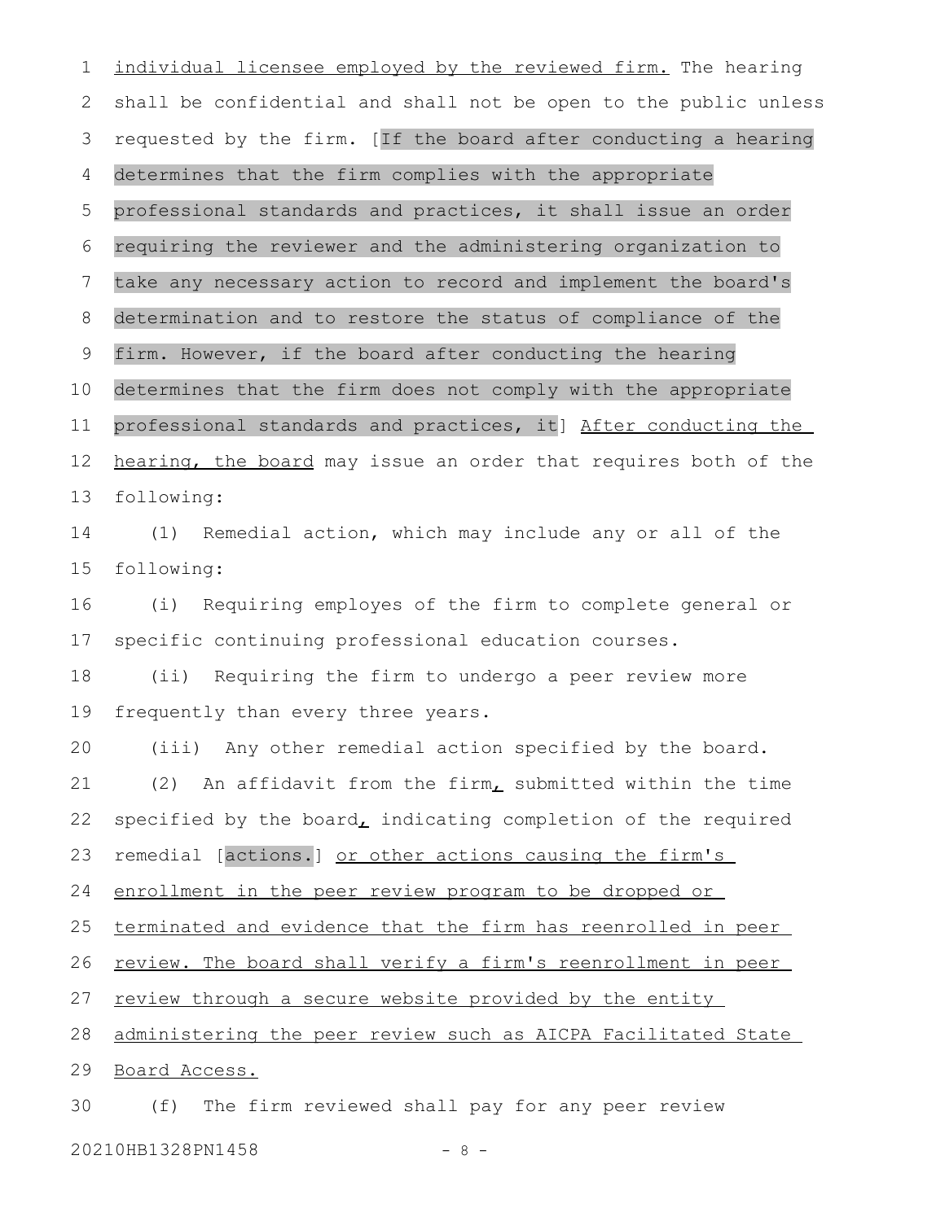individual licensee employed by the reviewed firm. The hearing shall be confidential and shall not be open to the public unless requested by the firm. [If the board after conducting a hearing determines that the firm complies with the appropriate professional standards and practices, it shall issue an order requiring the reviewer and the administering organization to take any necessary action to record and implement the board's determination and to restore the status of compliance of the firm. However, if the board after conducting the hearing determines that the firm does not comply with the appropriate professional standards and practices, it] After conducting the hearing, the board may issue an order that requires both of the following:

(1) Remedial action, which may include any or all of the following:

(i) Requiring employes of the firm to complete general or specific continuing professional education courses.

(ii) Requiring the firm to undergo a peer review more frequently than every three years.

(iii) Any other remedial action specified by the board.

(2) An affidavit from the firm, submitted within the time specified by the board, indicating completion of the required remedial [actions.] or other actions causing the firm's enrollment in the peer review program to be dropped or terminated and evidence that the firm has reenrolled in peer review. The board shall verify a firm's reenrollment in peer review through a secure website provided by the entity administering the peer review such as AICPA Facilitated State Board Access.

(f) The firm reviewed shall pay for any peer review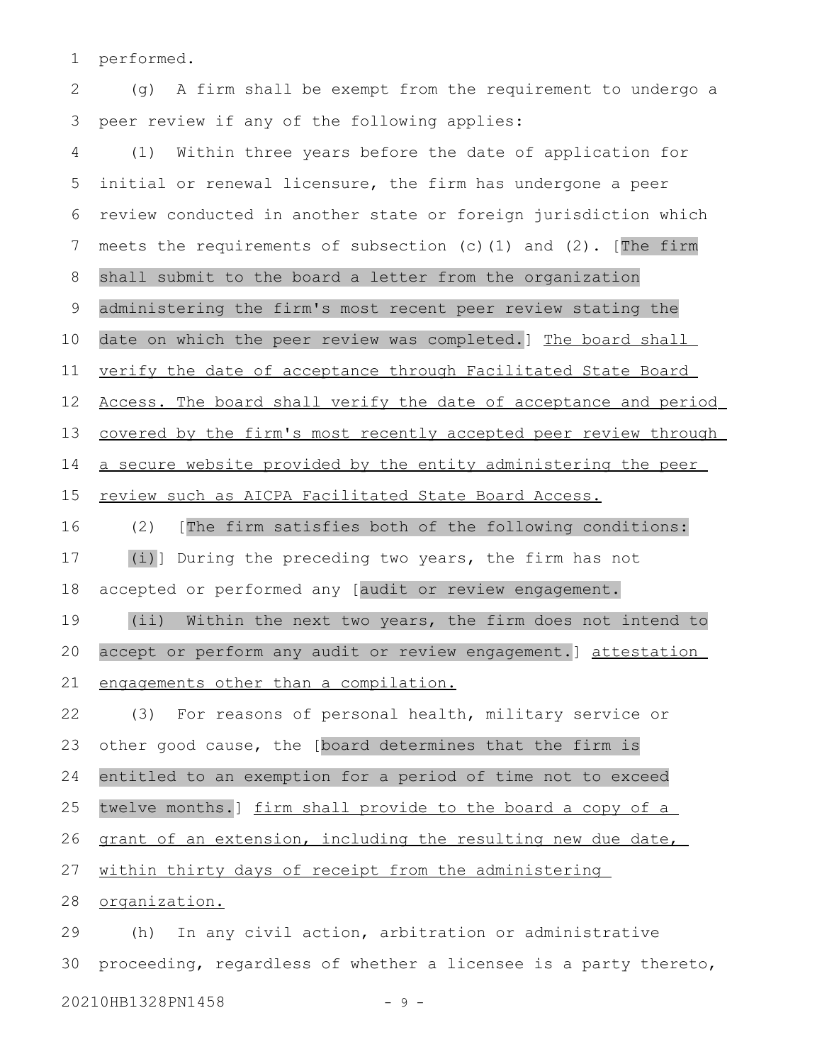performed.

(g) A firm shall be exempt from the requirement to undergo a peer review if any of the following applies:

(1) Within three years before the date of application for initial or renewal licensure, the firm has undergone a peer review conducted in another state or foreign jurisdiction which meets the requirements of subsection (c)(1) and (2). [The firm shall submit to the board a letter from the organization administering the firm's most recent peer review stating the date on which the peer review was completed.] The board shall verify the date of acceptance through Facilitated State Board Access. The board shall verify the date of acceptance and period covered by the firm's most recently accepted peer review through a secure website provided by the entity administering the peer review such as AICPA Facilitated State Board Access.

(2) [The firm satisfies both of the following conditions:

(i)] During the preceding two years, the firm has not accepted or performed any [audit or review engagement.

(ii) Within the next two years, the firm does not intend to accept or perform any audit or review engagement.] attestation engagements other than a compilation.

(3) For reasons of personal health, military service or other good cause, the [board determines that the firm is entitled to an exemption for a period of time not to exceed twelve months.] firm shall provide to the board a copy of a grant of an extension, including the resulting new due date, within thirty days of receipt from the administering organization.

(h) In any civil action, arbitration or administrative proceeding, regardless of whether a licensee is a party thereto,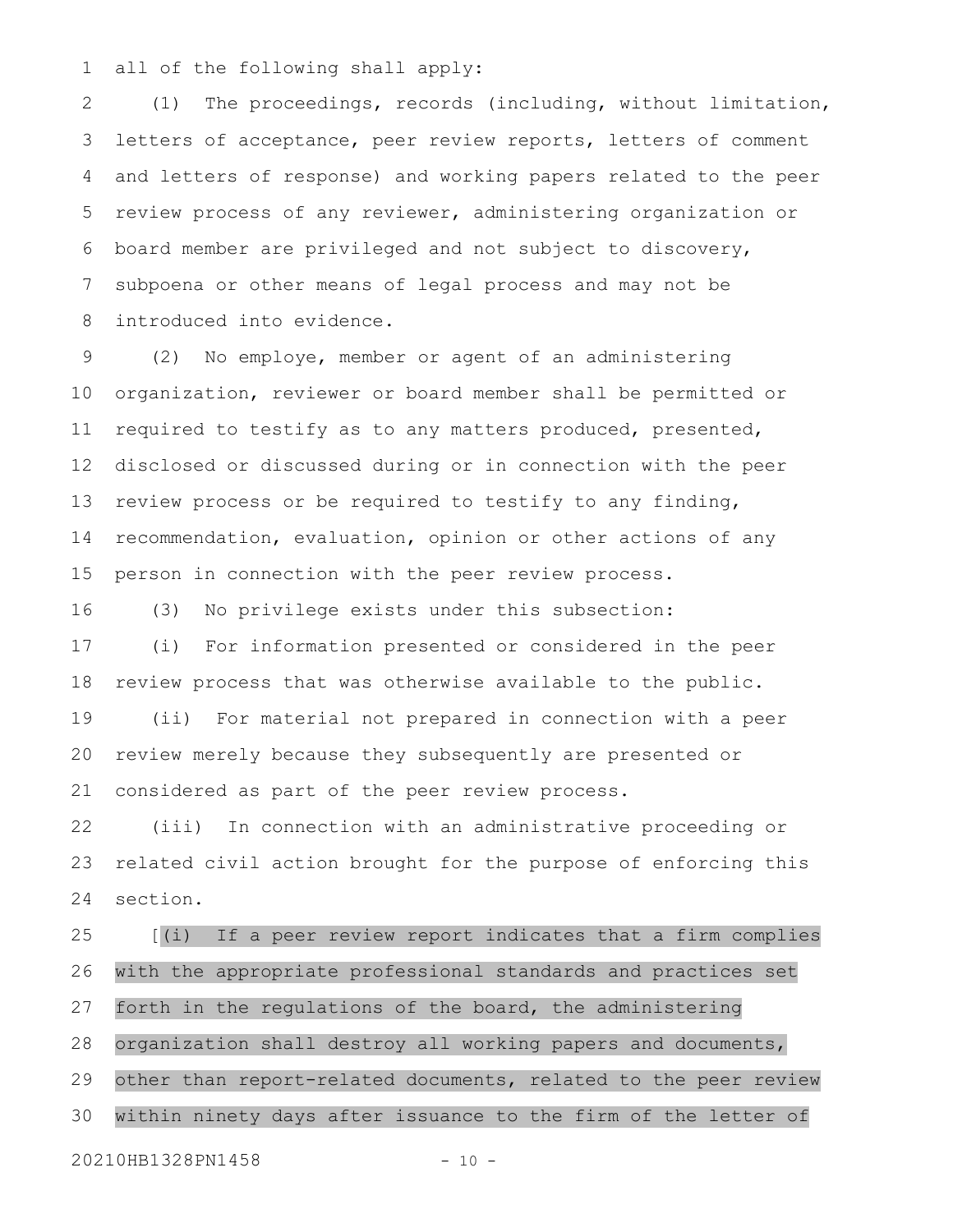all of the following shall apply:

(1) The proceedings, records (including, without limitation, letters of acceptance, peer review reports, letters of comment and letters of response) and working papers related to the peer review process of any reviewer, administering organization or board member are privileged and not subject to discovery, subpoena or other means of legal process and may not be introduced into evidence.

(2) No employe, member or agent of an administering organization, reviewer or board member shall be permitted or required to testify as to any matters produced, presented, disclosed or discussed during or in connection with the peer review process or be required to testify to any finding, recommendation, evaluation, opinion or other actions of any person in connection with the peer review process.

(3) No privilege exists under this subsection:

(i) For information presented or considered in the peer review process that was otherwise available to the public.

(ii) For material not prepared in connection with a peer review merely because they subsequently are presented or considered as part of the peer review process.

(iii) In connection with an administrative proceeding or related civil action brought for the purpose of enforcing this section.

[(i) If a peer review report indicates that a firm complies with the appropriate professional standards and practices set forth in the regulations of the board, the administering organization shall destroy all working papers and documents, other than report-related documents, related to the peer review within ninety days after issuance to the firm of the letter of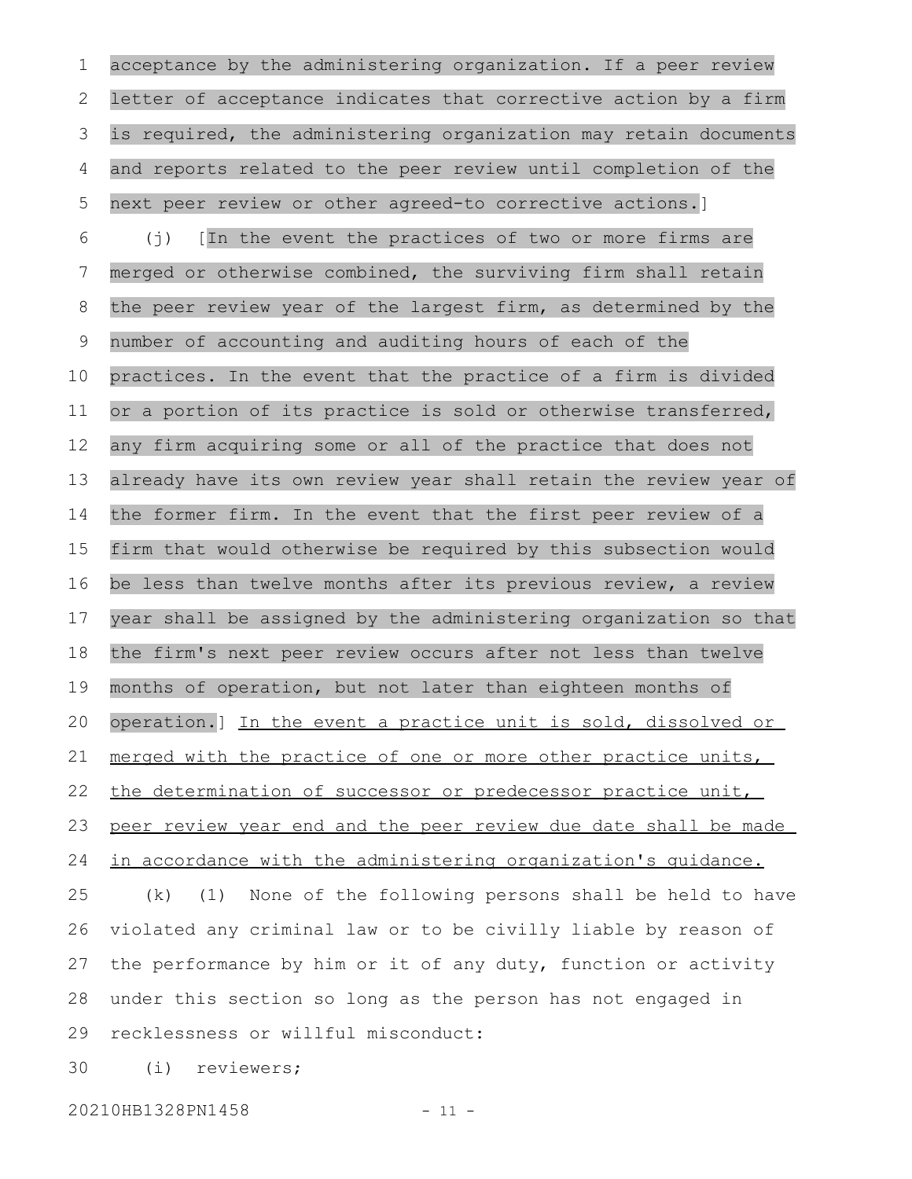acceptance by the administering organization. If a peer review letter of acceptance indicates that corrective action by a firm is required, the administering organization may retain documents and reports related to the peer review until completion of the next peer review or other agreed-to corrective actions.]

(j) [In the event the practices of two or more firms are merged or otherwise combined, the surviving firm shall retain the peer review year of the largest firm, as determined by the number of accounting and auditing hours of each of the practices. In the event that the practice of a firm is divided or a portion of its practice is sold or otherwise transferred, any firm acquiring some or all of the practice that does not already have its own review year shall retain the review year of the former firm. In the event that the first peer review of a firm that would otherwise be required by this subsection would be less than twelve months after its previous review, a review year shall be assigned by the administering organization so that the firm's next peer review occurs after not less than twelve months of operation, but not later than eighteen months of operation.] <u>In the event a practice unit is sold, dissolved or merged with the practice of one or more other practice units, the determination of successor or predecessor practice unit, peer review year end and the peer review due date shall be made in accordance with the administering organization's guidance.</u>

(k) (1) None of the following persons shall be held to have violated any criminal law or to be civilly liable by reason of the performance by him or it of any duty, function or activity under this section so long as the person has not engaged in recklessness or willful misconduct:

(i) reviewers;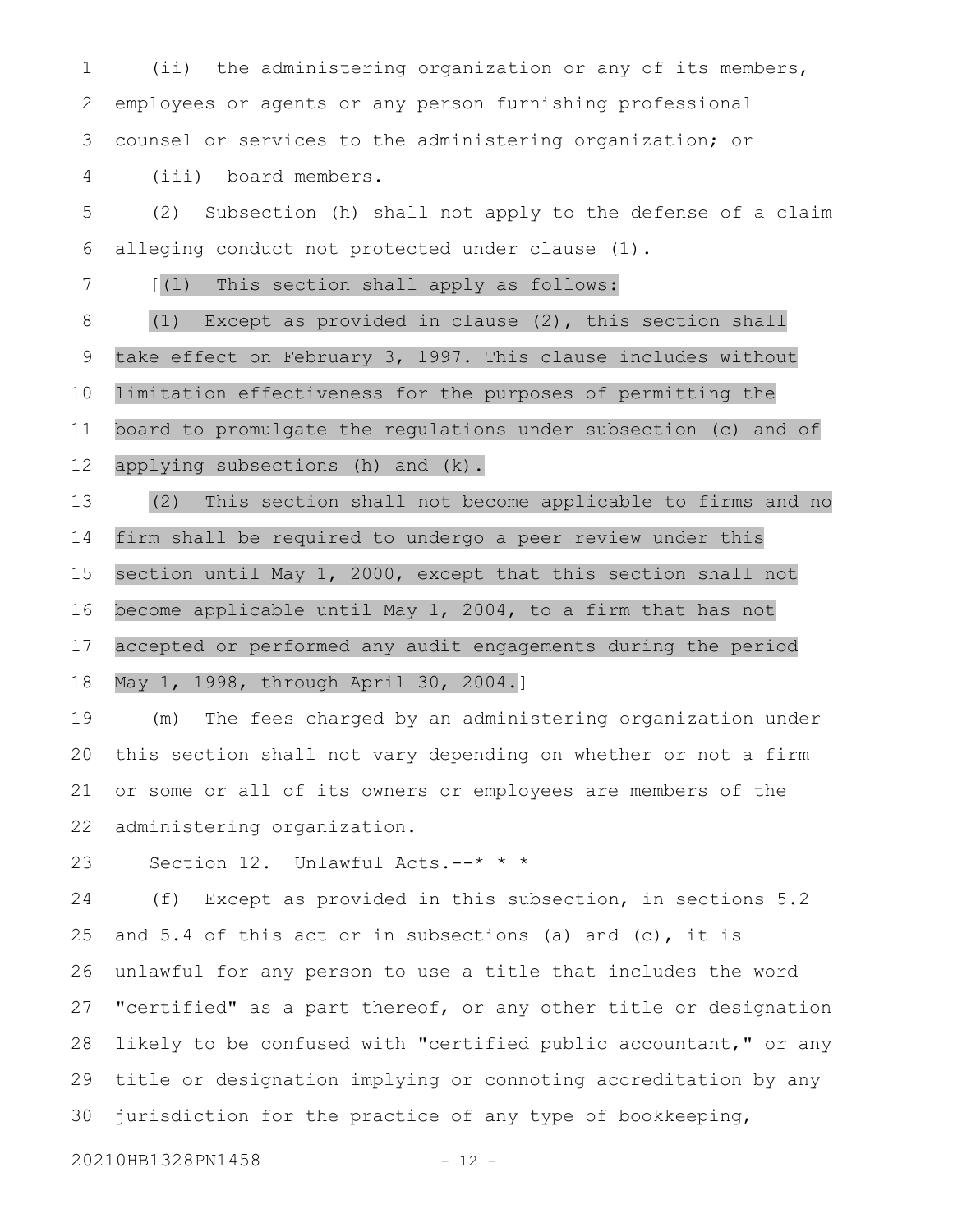(ii) the administering organization or any of its members, employees or agents or any person furnishing professional counsel or services to the administering organization; or

(iii) board members.

(2) Subsection (h) shall not apply to the defense of a claim alleging conduct not protected under clause (1).

[(l) This section shall apply as follows:

(1) Except as provided in clause (2), this section shall take effect on February 3, 1997. This clause includes without limitation effectiveness for the purposes of permitting the board to promulgate the regulations under subsection (c) and of applying subsections (h) and (k).

(2) This section shall not become applicable to firms and no firm shall be required to undergo a peer review under this section until May 1, 2000, except that this section shall not become applicable until May 1, 2004, to a firm that has not accepted or performed any audit engagements during the period May 1, 1998, through April 30, 2004.]

(m) The fees charged by an administering organization under this section shall not vary depending on whether or not a firm or some or all of its owners or employees are members of the administering organization.

Section 12. Unlawful Acts.--* * *

(f) Except as provided in this subsection, in sections 5.2 and 5.4 of this act or in subsections (a) and (c), it is unlawful for any person to use a title that includes the word "certified" as a part thereof, or any other title or designation likely to be confused with "certified public accountant," or any title or designation implying or connoting accreditation by any jurisdiction for the practice of any type of bookkeeping,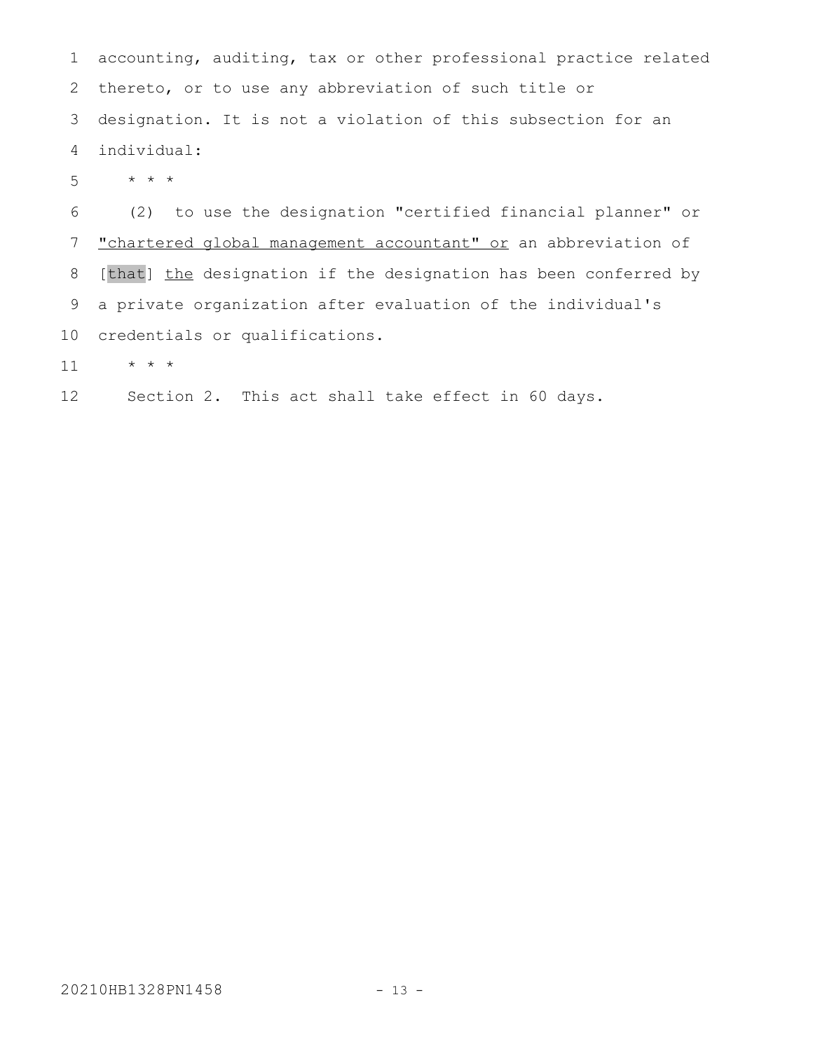accounting, auditing, tax or other professional practice related thereto, or to use any abbreviation of such title or designation. It is not a violation of this subsection for an individual:

\* \* \*

(2) to use the designation "certified financial planner" or "chartered global management accountant" or an abbreviation of [that] the designation if the designation has been conferred by a private organization after evaluation of the individual's credentials or qualifications.

\* \* \*

Section 2. This act shall take effect in 60 days.